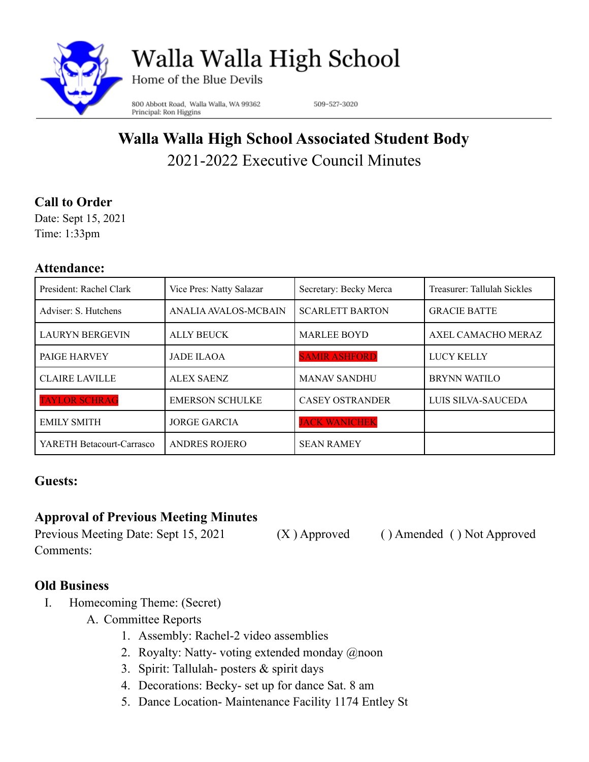# Walla Walla High School

Home of the Blue Devils

800 Abbott Road, Walla Walla, WA 99362
Principal: Ron Higgins

509-527-3020

## Walla Walla High School Associated Student Body

2021-2022 Executive Council Minutes

### Call to Order

Date: Sept 15, 2021
Time: 1:33pm

### Attendance:

| President: Rachel Clark | Vice Pres: Natty Salazar | Secretary: Becky Merca | Treasurer: Tallulah Sickles |
|---|---|---|---|
| Adviser: S. Hutchens | ANALIA AVALOS-MCBAIN | SCARLETT BARTON | GRACIE BATTE |
| LAURYN BERGEVIN | ALLY BEUCK | MARLEE BOYD | AXEL CAMACHO MERAZ |
| PAIGE HARVEY | JADE ILAOA | SAMIR ASHFORD | LUCY KELLY |
| CLAIRE LAVILLE | ALEX SAENZ | MANAV SANDHU | BRYNN WATILO |
| TAYLOR SCHRAG | EMERSON SCHULKE | CASEY OSTRANDER | LUIS SILVA-SAUCEDA |
| EMILY SMITH | JORGE GARCIA | JACK WANICHEK | |
| YARETH Betacourt-Carrasco | ANDRES ROJERO | SEAN RAMEY | |

### Guests:

### Approval of Previous Meeting Minutes

Previous Meeting Date: Sept 15, 2021 (X ) Approved ( ) Amended ( ) Not Approved
Comments:

### Old Business

I. Homecoming Theme: (Secret)
   A. Committee Reports
      1. Assembly: Rachel-2 video assemblies
      2. Royalty: Natty- voting extended monday @noon
      3. Spirit: Tallulah- posters & spirit days
      4. Decorations: Becky- set up for dance Sat. 8 am
      5. Dance Location- Maintenance Facility 1174 Entley St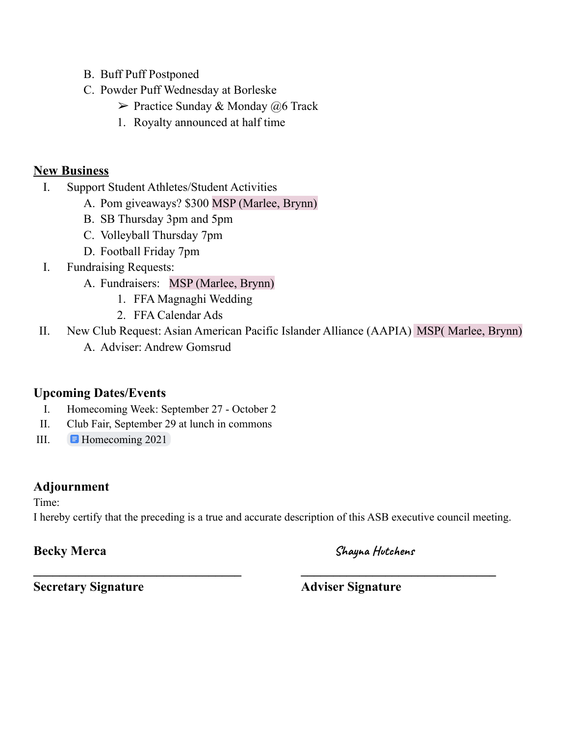B. Buff Puff Postponed

C. Powder Puff Wednesday at Borleske

- ➢ Practice Sunday & Monday @6 Track

1. Royalty announced at half time

## New Business

I. Support Student Athletes/Student Activities

A. Pom giveaways? $300 MSP (Marlee, Brynn)

B. SB Thursday 3pm and 5pm

C. Volleyball Thursday 7pm

D. Football Friday 7pm

I. Fundraising Requests:

A. Fundraisers: MSP (Marlee, Brynn)

1. FFA Magnaghi Wedding
2. FFA Calendar Ads

II. New Club Request: Asian American Pacific Islander Alliance (AAPIA) MSP( Marlee, Brynn)

A. Adviser: Andrew Gomsrud

## Upcoming Dates/Events

I. Homecoming Week: September 27 - October 2

II. Club Fair, September 29 at lunch in commons

III. Homecoming 2021

## Adjournment

Time:

I hereby certify that the preceding is a true and accurate description of this ASB executive council meeting.

| | |
|---|---|
| **Becky Merca** | Shayna Hutchens |
| **Secretary Signature** | **Adviser Signature** |